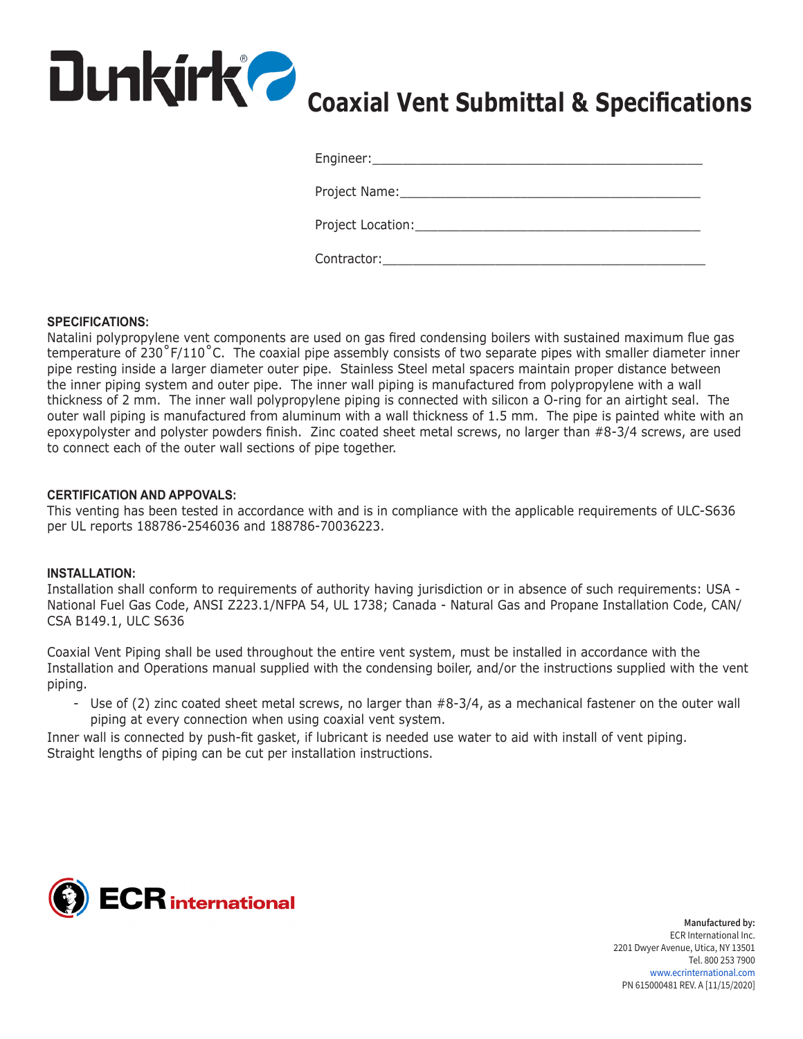Dunkirk®

# Coaxial Vent Submittal & Specifications

Engineer:\_\_\_\_\_\_\_\_\_\_\_\_\_\_\_\_\_\_\_\_\_\_\_\_\_\_\_\_\_\_\_\_\_\_\_\_\_\_\_\_\_\_\_

Project Name:\_\_\_\_\_\_\_\_\_\_\_\_\_\_\_\_\_\_\_\_\_\_\_\_\_\_\_\_\_\_\_\_\_\_\_\_\_\_\_

Project Location:\_\_\_\_\_\_\_\_\_\_\_\_\_\_\_\_\_\_\_\_\_\_\_\_\_\_\_\_\_\_\_\_\_\_\_\_\_

Contractor:\_\_\_\_\_\_\_\_\_\_\_\_\_\_\_\_\_\_\_\_\_\_\_\_\_\_\_\_\_\_\_\_\_\_\_\_\_\_\_\_\_\_

**SPECIFICATIONS:**

Natalini polypropylene vent components are used on gas fired condensing boilers with sustained maximum flue gas temperature of 230˚F/110˚C. The coaxial pipe assembly consists of two separate pipes with smaller diameter inner pipe resting inside a larger diameter outer pipe. Stainless Steel metal spacers maintain proper distance between the inner piping system and outer pipe. The inner wall piping is manufactured from polypropylene with a wall thickness of 2 mm. The inner wall polypropylene piping is connected with silicon a O-ring for an airtight seal. The outer wall piping is manufactured from aluminum with a wall thickness of 1.5 mm. The pipe is painted white with an epoxypolyster and polyster powders finish. Zinc coated sheet metal screws, no larger than #8-3/4 screws, are used to connect each of the outer wall sections of pipe together.

**CERTIFICATION AND APPOVALS:**

This venting has been tested in accordance with and is in compliance with the applicable requirements of ULC-S636 per UL reports 188786-2546036 and 188786-70036223.

**INSTALLATION:**

Installation shall conform to requirements of authority having jurisdiction or in absence of such requirements: USA - National Fuel Gas Code, ANSI Z223.1/NFPA 54, UL 1738; Canada - Natural Gas and Propane Installation Code, CAN/CSA B149.1, ULC S636

Coaxial Vent Piping shall be used throughout the entire vent system, must be installed in accordance with the Installation and Operations manual supplied with the condensing boiler, and/or the instructions supplied with the vent piping.

- Use of (2) zinc coated sheet metal screws, no larger than #8-3/4, as a mechanical fastener on the outer wall piping at every connection when using coaxial vent system.

Inner wall is connected by push-fit gasket, if lubricant is needed use water to aid with install of vent piping.
Straight lengths of piping can be cut per installation instructions.

ECR international

**Manufactured by:**
ECR International Inc.
2201 Dwyer Avenue, Utica, NY 13501
Tel. 800 253 7900
www.ecrinternational.com
PN 615000481 REV. A [11/15/2020]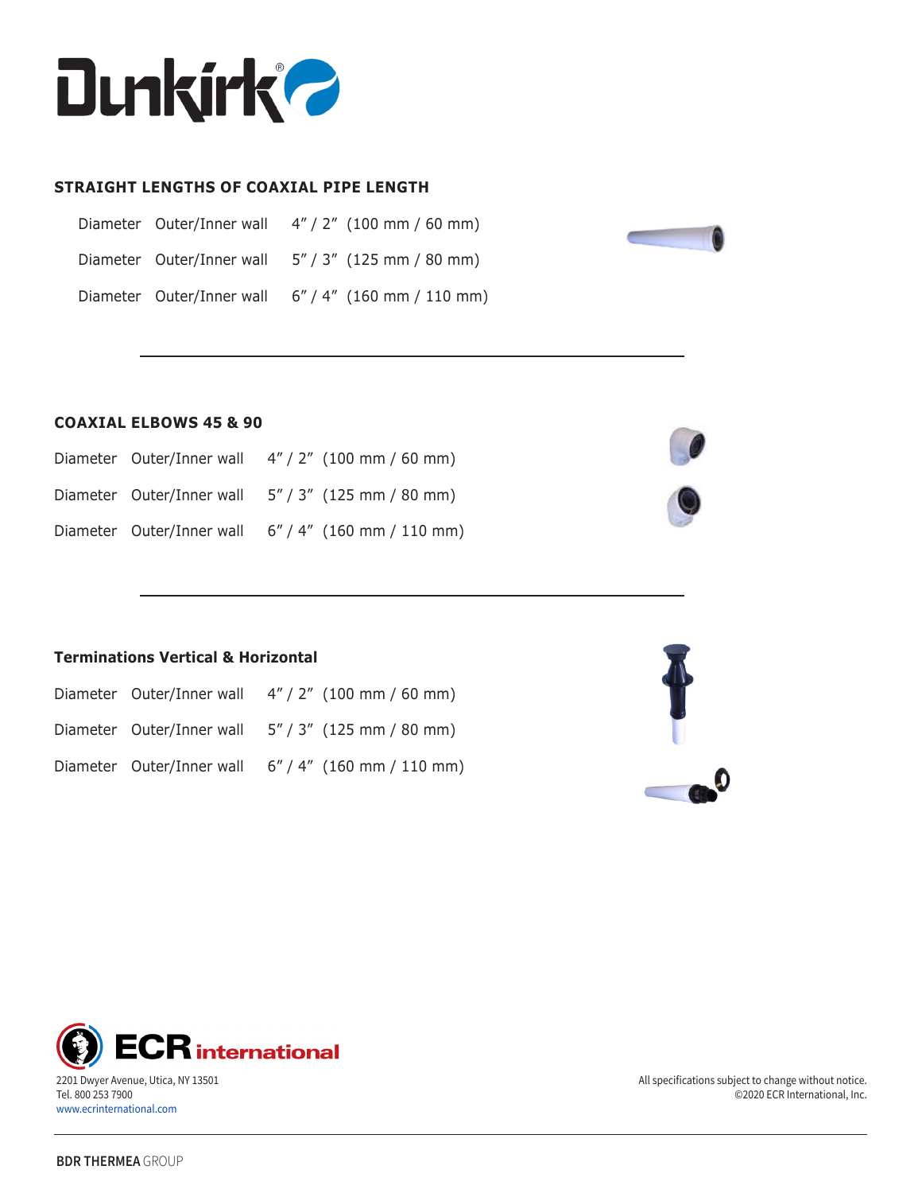Dunkirk®

## STRAIGHT LENGTHS OF COAXIAL PIPE LENGTH

| | | |
|---|---|---|
| Diameter | Outer/Inner wall | 4″ / 2″ (100 mm / 60 mm) |
| Diameter | Outer/Inner wall | 5″ / 3″ (125 mm / 80 mm) |
| Diameter | Outer/Inner wall | 6″ / 4″ (160 mm / 110 mm) |

---

## COAXIAL ELBOWS 45 & 90

| | | |
|---|---|---|
| Diameter | Outer/Inner wall | 4″ / 2″ (100 mm / 60 mm) |
| Diameter | Outer/Inner wall | 5″ / 3″ (125 mm / 80 mm) |
| Diameter | Outer/Inner wall | 6″ / 4″ (160 mm / 110 mm) |

---

## Terminations Vertical & Horizontal

| | | |
|---|---|---|
| Diameter | Outer/Inner wall | 4″ / 2″ (100 mm / 60 mm) |
| Diameter | Outer/Inner wall | 5″ / 3″ (125 mm / 80 mm) |
| Diameter | Outer/Inner wall | 6″ / 4″ (160 mm / 110 mm) |

ECR international

2201 Dwyer Avenue, Utica, NY 13501
Tel. 800 253 7900
www.ecrinternational.com

All specifications subject to change without notice.
©2020 ECR International, Inc.

BDR THERMEA GROUP